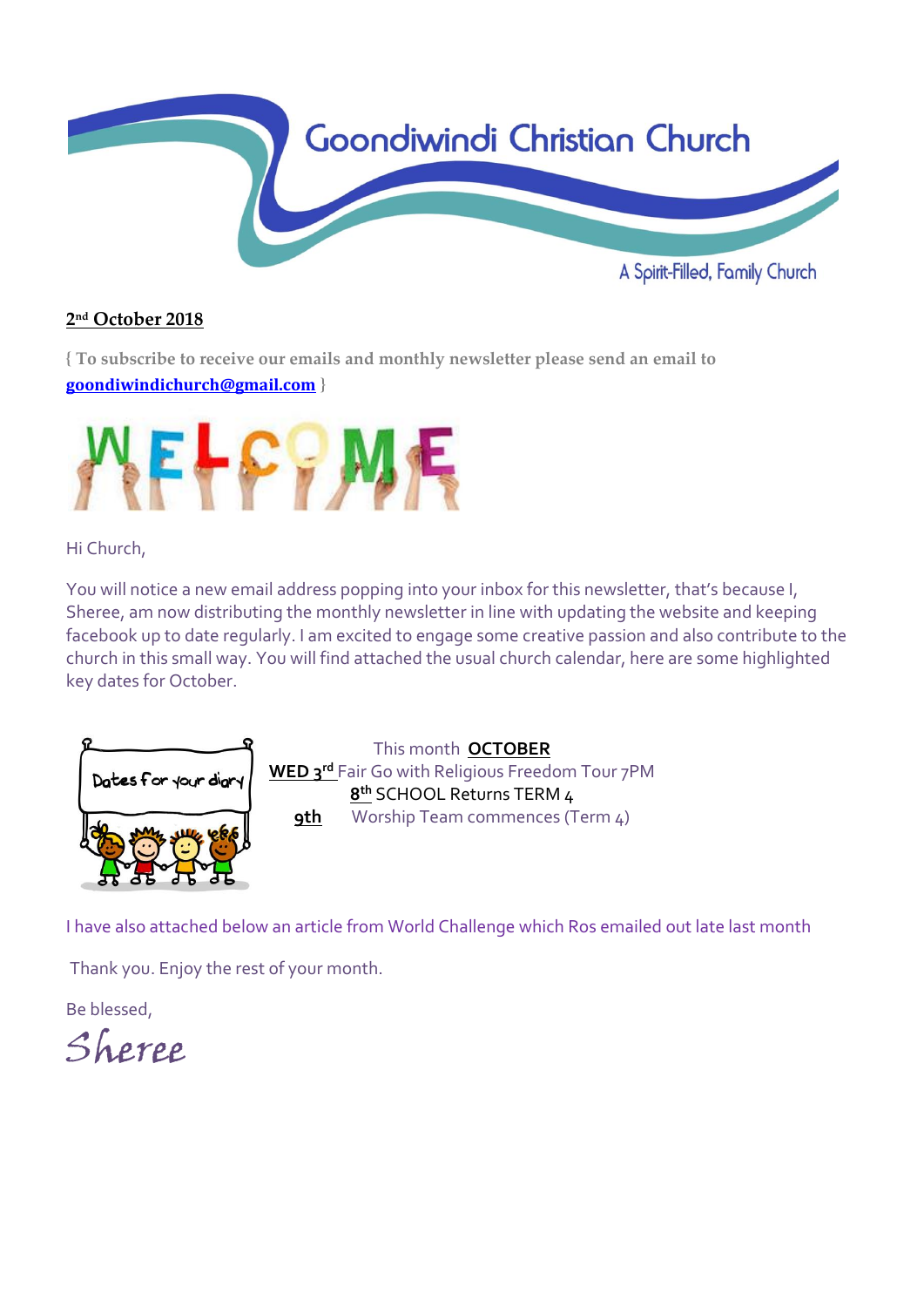# Goondiwindi Christian Church

A Spirit-Filled, Family Church

**2nd October 2018**

{ **To subscribe to receive our emails and monthly newsletter please send an email to [goondiwindichurch@gmail.com](mailto:goondiwindichurch@gmail.com)** }

WELCOME

Hi Church,

You will notice a new email address popping into your inbox for this newsletter, that's because I, Sheree, am now distributing the monthly newsletter in line with updating the website and keeping facebook up to date regularly. I am excited to engage some creative passion and also contribute to the church in this small way. You will find attached the usual church calendar, here are some highlighted key dates for October.

Dates for your diary

This month **OCTOBER**

**WED 3rd** Fair Go with Religious Freedom Tour 7PM

**8th** SCHOOL Returns TERM 4

**9th** Worship Team commences (Term 4)

I have also attached below an article from World Challenge which Ros emailed out late last month

Thank you. Enjoy the rest of your month.

Be blessed,

*Sheree*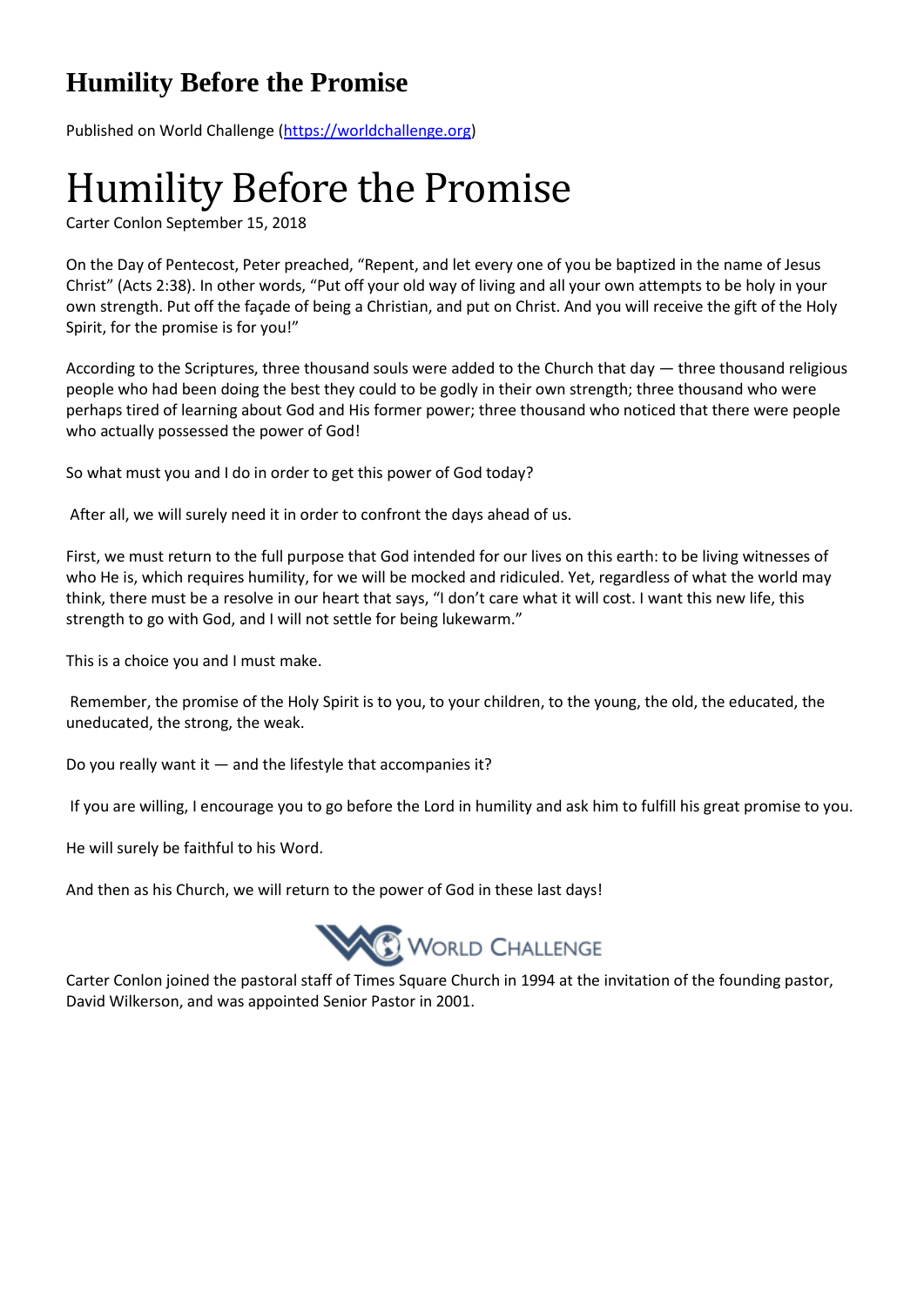# Humility Before the Promise

Published on World Challenge (https://worldchallenge.org)

# Humility Before the Promise

Carter Conlon September 15, 2018

On the Day of Pentecost, Peter preached, "Repent, and let every one of you be baptized in the name of Jesus Christ" (Acts 2:38). In other words, "Put off your old way of living and all your own attempts to be holy in your own strength. Put off the façade of being a Christian, and put on Christ. And you will receive the gift of the Holy Spirit, for the promise is for you!"

According to the Scriptures, three thousand souls were added to the Church that day — three thousand religious people who had been doing the best they could to be godly in their own strength; three thousand who were perhaps tired of learning about God and His former power; three thousand who noticed that there were people who actually possessed the power of God!

So what must you and I do in order to get this power of God today?

After all, we will surely need it in order to confront the days ahead of us.

First, we must return to the full purpose that God intended for our lives on this earth: to be living witnesses of who He is, which requires humility, for we will be mocked and ridiculed. Yet, regardless of what the world may think, there must be a resolve in our heart that says, "I don't care what it will cost. I want this new life, this strength to go with God, and I will not settle for being lukewarm."

This is a choice you and I must make.

Remember, the promise of the Holy Spirit is to you, to your children, to the young, the old, the educated, the uneducated, the strong, the weak.

Do you really want it — and the lifestyle that accompanies it?

If you are willing, I encourage you to go before the Lord in humility and ask him to fulfill his great promise to you.

He will surely be faithful to his Word.

And then as his Church, we will return to the power of God in these last days!

World Challenge

Carter Conlon joined the pastoral staff of Times Square Church in 1994 at the invitation of the founding pastor, David Wilkerson, and was appointed Senior Pastor in 2001.